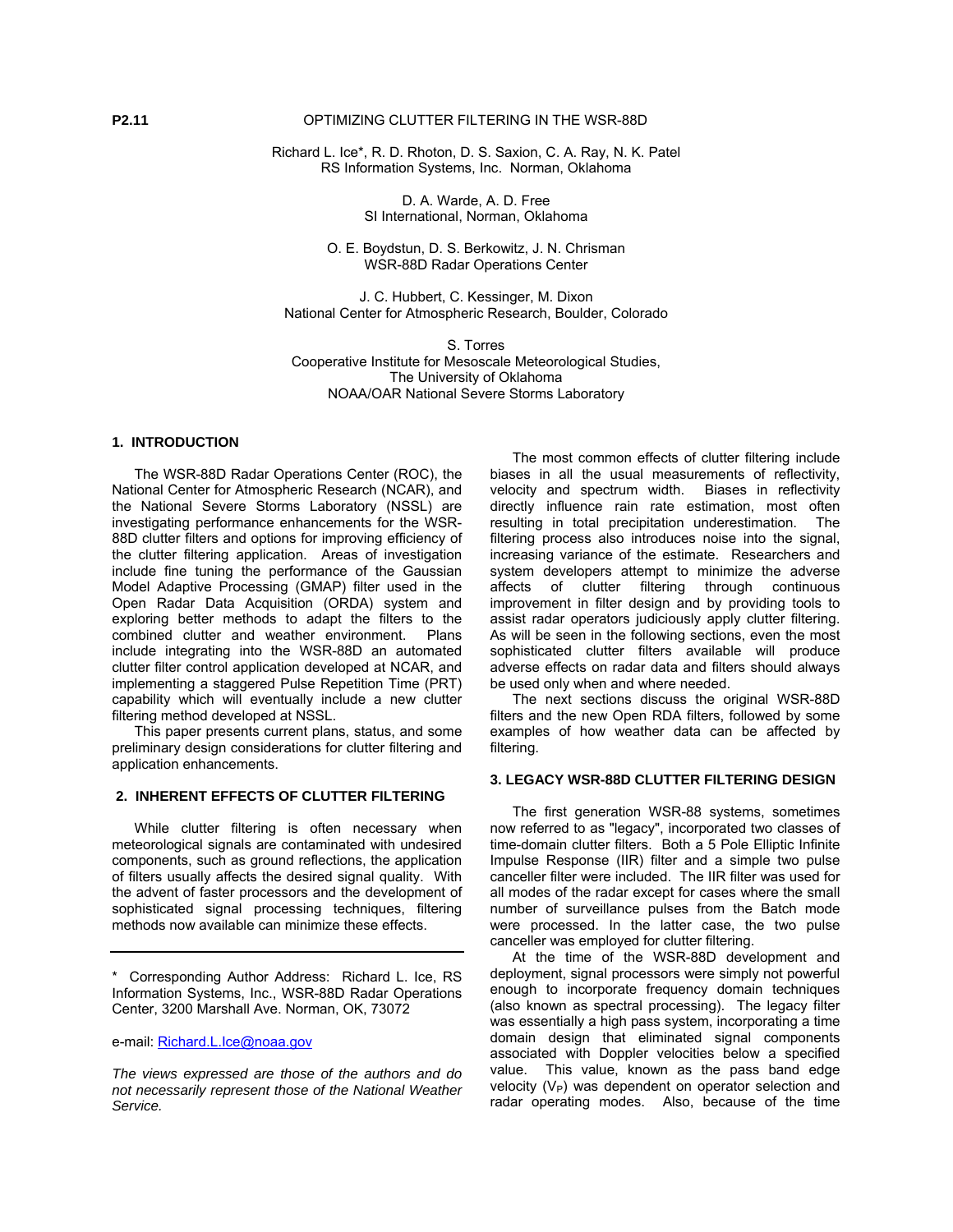**P2.11** OPTIMIZING CLUTTER FILTERING IN THE WSR-88D

Richard L. Ice*, R. D. Rhoton, D. S. Saxion, C. A. Ray, N. K. Patel
RS Information Systems, Inc. Norman, Oklahoma

D. A. Warde, A. D. Free
SI International, Norman, Oklahoma

O. E. Boydstun, D. S. Berkowitz, J. N. Chrisman
WSR-88D Radar Operations Center

J. C. Hubbert, C. Kessinger, M. Dixon
National Center for Atmospheric Research, Boulder, Colorado

S. Torres
Cooperative Institute for Mesoscale Meteorological Studies,
The University of Oklahoma
NOAA/OAR National Severe Storms Laboratory

## 1. INTRODUCTION

The WSR-88D Radar Operations Center (ROC), the National Center for Atmospheric Research (NCAR), and the National Severe Storms Laboratory (NSSL) are investigating performance enhancements for the WSR-88D clutter filters and options for improving efficiency of the clutter filtering application. Areas of investigation include fine tuning the performance of the Gaussian Model Adaptive Processing (GMAP) filter used in the Open Radar Data Acquisition (ORDA) system and exploring better methods to adapt the filters to the combined clutter and weather environment. Plans include integrating into the WSR-88D an automated clutter filter control application developed at NCAR, and implementing a staggered Pulse Repetition Time (PRT) capability which will eventually include a new clutter filtering method developed at NSSL.

This paper presents current plans, status, and some preliminary design considerations for clutter filtering and application enhancements.

## 2. INHERENT EFFECTS OF CLUTTER FILTERING

While clutter filtering is often necessary when meteorological signals are contaminated with undesired components, such as ground reflections, the application of filters usually affects the desired signal quality. With the advent of faster processors and the development of sophisticated signal processing techniques, filtering methods now available can minimize these effects.

The most common effects of clutter filtering include biases in all the usual measurements of reflectivity, velocity and spectrum width. Biases in reflectivity directly influence rain rate estimation, most often resulting in total precipitation underestimation. The filtering process also introduces noise into the signal, increasing variance of the estimate. Researchers and system developers attempt to minimize the adverse affects of clutter filtering through continuous improvement in filter design and by providing tools to assist radar operators judiciously apply clutter filtering. As will be seen in the following sections, even the most sophisticated clutter filters available will produce adverse effects on radar data and filters should always be used only when and where needed.

The next sections discuss the original WSR-88D filters and the new Open RDA filters, followed by some examples of how weather data can be affected by filtering.

## 3. LEGACY WSR-88D CLUTTER FILTERING DESIGN

The first generation WSR-88 systems, sometimes now referred to as "legacy", incorporated two classes of time-domain clutter filters. Both a 5 Pole Elliptic Infinite Impulse Response (IIR) filter and a simple two pulse canceller filter were included. The IIR filter was used for all modes of the radar except for cases where the small number of surveillance pulses from the Batch mode were processed. In the latter case, the two pulse canceller was employed for clutter filtering.

At the time of the WSR-88D development and deployment, signal processors were simply not powerful enough to incorporate frequency domain techniques (also known as spectral processing). The legacy filter was essentially a high pass system, incorporating a time domain design that eliminated signal components associated with Doppler velocities below a specified value. This value, known as the pass band edge velocity ($V_P$) was dependent on operator selection and radar operating modes. Also, because of the time

---

\* Corresponding Author Address: Richard L. Ice, RS Information Systems, Inc., WSR-88D Radar Operations Center, 3200 Marshall Ave. Norman, OK, 73072

e-mail: Richard.L.Ice@noaa.gov

*The views expressed are those of the authors and do not necessarily represent those of the National Weather Service.*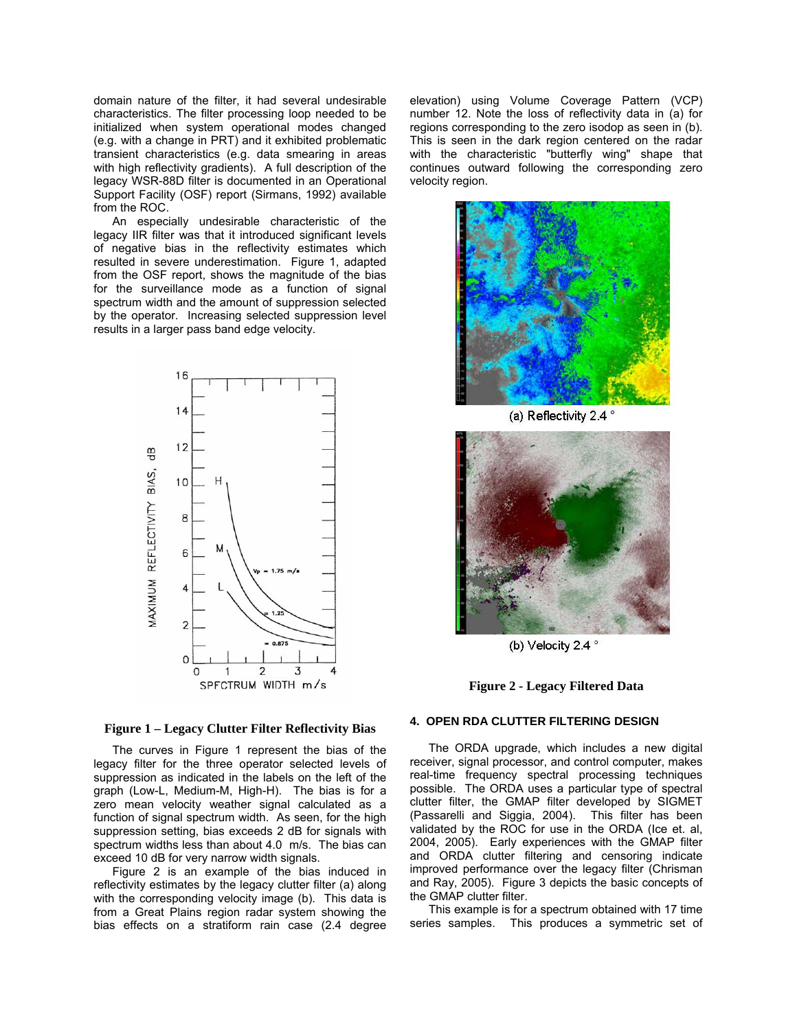domain nature of the filter, it had several undesirable characteristics. The filter processing loop needed to be initialized when system operational modes changed (e.g. with a change in PRT) and it exhibited problematic transient characteristics (e.g. data smearing in areas with high reflectivity gradients). A full description of the legacy WSR-88D filter is documented in an Operational Support Facility (OSF) report (Sirmans, 1992) available from the ROC.

An especially undesirable characteristic of the legacy IIR filter was that it introduced significant levels of negative bias in the reflectivity estimates which resulted in severe underestimation. Figure 1, adapted from the OSF report, shows the magnitude of the bias for the surveillance mode as a function of signal spectrum width and the amount of suppression selected by the operator. Increasing selected suppression level results in a larger pass band edge velocity.

**Figure 1 – Legacy Clutter Filter Reflectivity Bias**

The curves in Figure 1 represent the bias of the legacy filter for the three operator selected levels of suppression as indicated in the labels on the left of the graph (Low-L, Medium-M, High-H). The bias is for a zero mean velocity weather signal calculated as a function of signal spectrum width. As seen, for the high suppression setting, bias exceeds 2 dB for signals with spectrum widths less than about 4.0 m/s. The bias can exceed 10 dB for very narrow width signals.

Figure 2 is an example of the bias induced in reflectivity estimates by the legacy clutter filter (a) along with the corresponding velocity image (b). This data is from a Great Plains region radar system showing the bias effects on a stratiform rain case (2.4 degree elevation) using Volume Coverage Pattern (VCP) number 12. Note the loss of reflectivity data in (a) for regions corresponding to the zero isodop as seen in (b). This is seen in the dark region centered on the radar with the characteristic "butterfly wing" shape that continues outward following the corresponding zero velocity region.

(a) Reflectivity 2.4 °

(b) Velocity 2.4 °

**Figure 2 - Legacy Filtered Data**

## 4. OPEN RDA CLUTTER FILTERING DESIGN

The ORDA upgrade, which includes a new digital receiver, signal processor, and control computer, makes real-time frequency spectral processing techniques possible. The ORDA uses a particular type of spectral clutter filter, the GMAP filter developed by SIGMET (Passarelli and Siggia, 2004). This filter has been validated by the ROC for use in the ORDA (Ice et. al, 2004, 2005). Early experiences with the GMAP filter and ORDA clutter filtering and censoring indicate improved performance over the legacy filter (Chrisman and Ray, 2005). Figure 3 depicts the basic concepts of the GMAP clutter filter.

This example is for a spectrum obtained with 17 time series samples. This produces a symmetric set of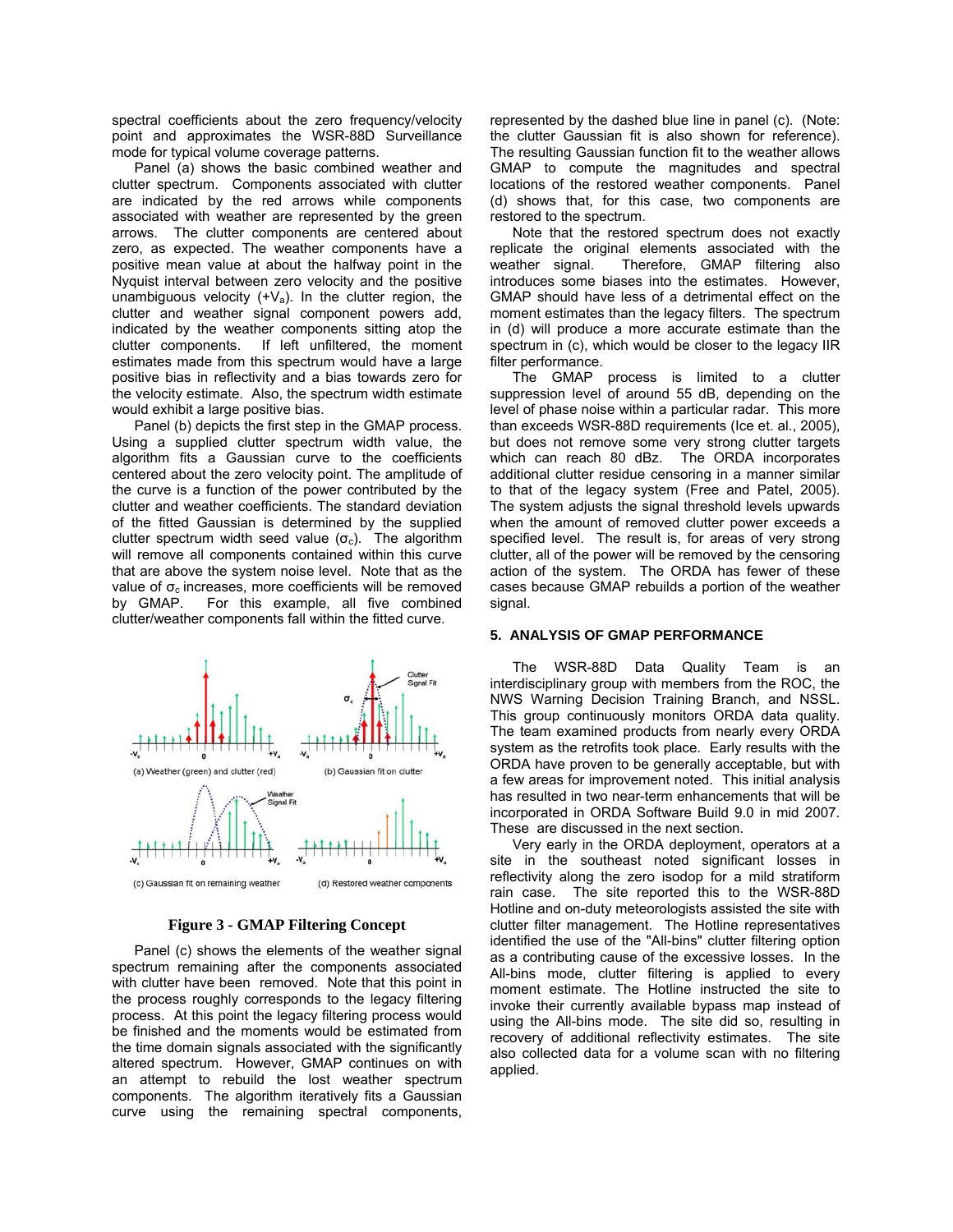spectral coefficients about the zero frequency/velocity point and approximates the WSR-88D Surveillance mode for typical volume coverage patterns.

Panel (a) shows the basic combined weather and clutter spectrum. Components associated with clutter are indicated by the red arrows while components associated with weather are represented by the green arrows. The clutter components are centered about zero, as expected. The weather components have a positive mean value at about the halfway point in the Nyquist interval between zero velocity and the positive unambiguous velocity (+$V_a$). In the clutter region, the clutter and weather signal component powers add, indicated by the weather components sitting atop the clutter components. If left unfiltered, the moment estimates made from this spectrum would have a large positive bias in reflectivity and a bias towards zero for the velocity estimate. Also, the spectrum width estimate would exhibit a large positive bias.

Panel (b) depicts the first step in the GMAP process. Using a supplied clutter spectrum width value, the algorithm fits a Gaussian curve to the coefficients centered about the zero velocity point. The amplitude of the curve is a function of the power contributed by the clutter and weather coefficients. The standard deviation of the fitted Gaussian is determined by the supplied clutter spectrum width seed value ($\sigma_c$). The algorithm will remove all components contained within this curve that are above the system noise level. Note that as the value of $\sigma_c$ increases, more coefficients will be removed by GMAP. For this example, all five combined clutter/weather components fall within the fitted curve.

**Figure 3 - GMAP Filtering Concept**

Panel (c) shows the elements of the weather signal spectrum remaining after the components associated with clutter have been removed. Note that this point in the process roughly corresponds to the legacy filtering process. At this point the legacy filtering process would be finished and the moments would be estimated from the time domain signals associated with the significantly altered spectrum. However, GMAP continues on with an attempt to rebuild the lost weather spectrum components. The algorithm iteratively fits a Gaussian curve using the remaining spectral components, represented by the dashed blue line in panel (c). (Note: the clutter Gaussian fit is also shown for reference). The resulting Gaussian function fit to the weather allows GMAP to compute the magnitudes and spectral locations of the restored weather components. Panel (d) shows that, for this case, two components are restored to the spectrum.

Note that the restored spectrum does not exactly replicate the original elements associated with the weather signal. Therefore, GMAP filtering also introduces some biases into the estimates. However, GMAP should have less of a detrimental effect on the moment estimates than the legacy filters. The spectrum in (d) will produce a more accurate estimate than the spectrum in (c), which would be closer to the legacy IIR filter performance.

The GMAP process is limited to a clutter suppression level of around 55 dB, depending on the level of phase noise within a particular radar. This more than exceeds WSR-88D requirements (Ice et. al., 2005), but does not remove some very strong clutter targets which can reach 80 dBz. The ORDA incorporates additional clutter residue censoring in a manner similar to that of the legacy system (Free and Patel, 2005). The system adjusts the signal threshold levels upwards when the amount of removed clutter power exceeds a specified level. The result is, for areas of very strong clutter, all of the power will be removed by the censoring action of the system. The ORDA has fewer of these cases because GMAP rebuilds a portion of the weather signal.

## 5. ANALYSIS OF GMAP PERFORMANCE

The WSR-88D Data Quality Team is an interdisciplinary group with members from the ROC, the NWS Warning Decision Training Branch, and NSSL. This group continuously monitors ORDA data quality. The team examined products from nearly every ORDA system as the retrofits took place. Early results with the ORDA have proven to be generally acceptable, but with a few areas for improvement noted. This initial analysis has resulted in two near-term enhancements that will be incorporated in ORDA Software Build 9.0 in mid 2007. These are discussed in the next section.

Very early in the ORDA deployment, operators at a site in the southeast noted significant losses in reflectivity along the zero isodop for a mild stratiform rain case. The site reported this to the WSR-88D Hotline and on-duty meteorologists assisted the site with clutter filter management. The Hotline representatives identified the use of the "All-bins" clutter filtering option as a contributing cause of the excessive losses. In the All-bins mode, clutter filtering is applied to every moment estimate. The Hotline instructed the site to invoke their currently available bypass map instead of using the All-bins mode. The site did so, resulting in recovery of additional reflectivity estimates. The site also collected data for a volume scan with no filtering applied.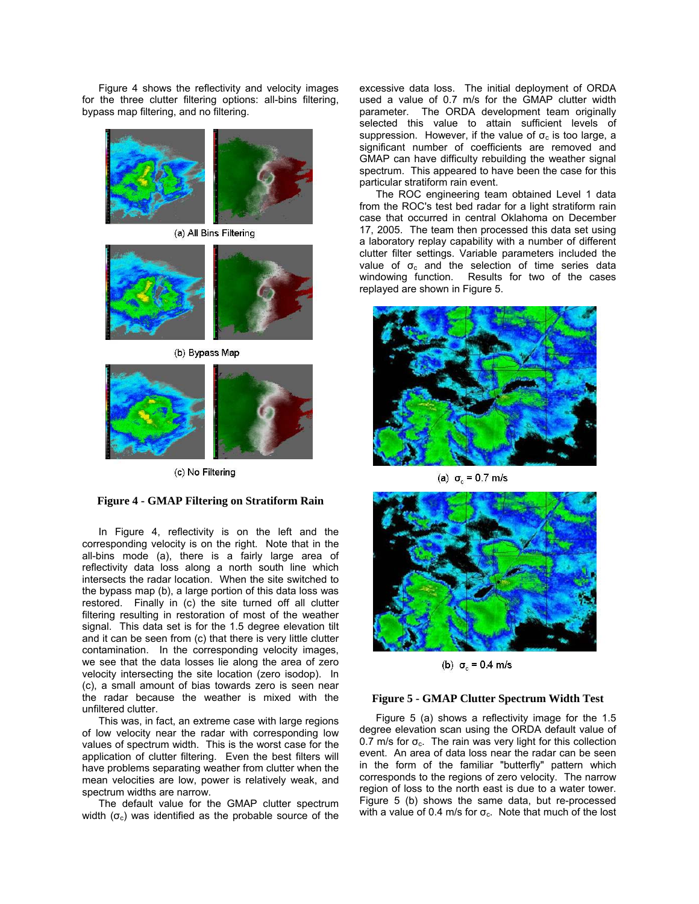Figure 4 shows the reflectivity and velocity images for the three clutter filtering options: all-bins filtering, bypass map filtering, and no filtering.

(a) All Bins Filtering

(b) Bypass Map

(c) No Filtering

**Figure 4 - GMAP Filtering on Stratiform Rain**

In Figure 4, reflectivity is on the left and the corresponding velocity is on the right. Note that in the all-bins mode (a), there is a fairly large area of reflectivity data loss along a north south line which intersects the radar location. When the site switched to the bypass map (b), a large portion of this data loss was restored. Finally in (c) the site turned off all clutter filtering resulting in restoration of most of the weather signal. This data set is for the 1.5 degree elevation tilt and it can be seen from (c) that there is very little clutter contamination. In the corresponding velocity images, we see that the data losses lie along the area of zero velocity intersecting the site location (zero isodop). In (c), a small amount of bias towards zero is seen near the radar because the weather is mixed with the unfiltered clutter.

This was, in fact, an extreme case with large regions of low velocity near the radar with corresponding low values of spectrum width. This is the worst case for the application of clutter filtering. Even the best filters will have problems separating weather from clutter when the mean velocities are low, power is relatively weak, and spectrum widths are narrow.

The default value for the GMAP clutter spectrum width ($\sigma_c$) was identified as the probable source of the excessive data loss. The initial deployment of ORDA used a value of 0.7 m/s for the GMAP clutter width parameter. The ORDA development team originally selected this value to attain sufficient levels of suppression. However, if the value of $\sigma_c$ is too large, a significant number of coefficients are removed and GMAP can have difficulty rebuilding the weather signal spectrum. This appeared to have been the case for this particular stratiform rain event.

The ROC engineering team obtained Level 1 data from the ROC's test bed radar for a light stratiform rain case that occurred in central Oklahoma on December 17, 2005. The team then processed this data set using a laboratory replay capability with a number of different clutter filter settings. Variable parameters included the value of $\sigma_c$ and the selection of time series data windowing function. Results for two of the cases replayed are shown in Figure 5.

(a) $\sigma_c$ = 0.7 m/s

(b) $\sigma_c$ = 0.4 m/s

**Figure 5 - GMAP Clutter Spectrum Width Test**

Figure 5 (a) shows a reflectivity image for the 1.5 degree elevation scan using the ORDA default value of 0.7 m/s for $\sigma_c$. The rain was very light for this collection event. An area of data loss near the radar can be seen in the form of the familiar "butterfly" pattern which corresponds to the regions of zero velocity. The narrow region of loss to the north east is due to a water tower. Figure 5 (b) shows the same data, but re-processed with a value of 0.4 m/s for $\sigma_c$. Note that much of the lost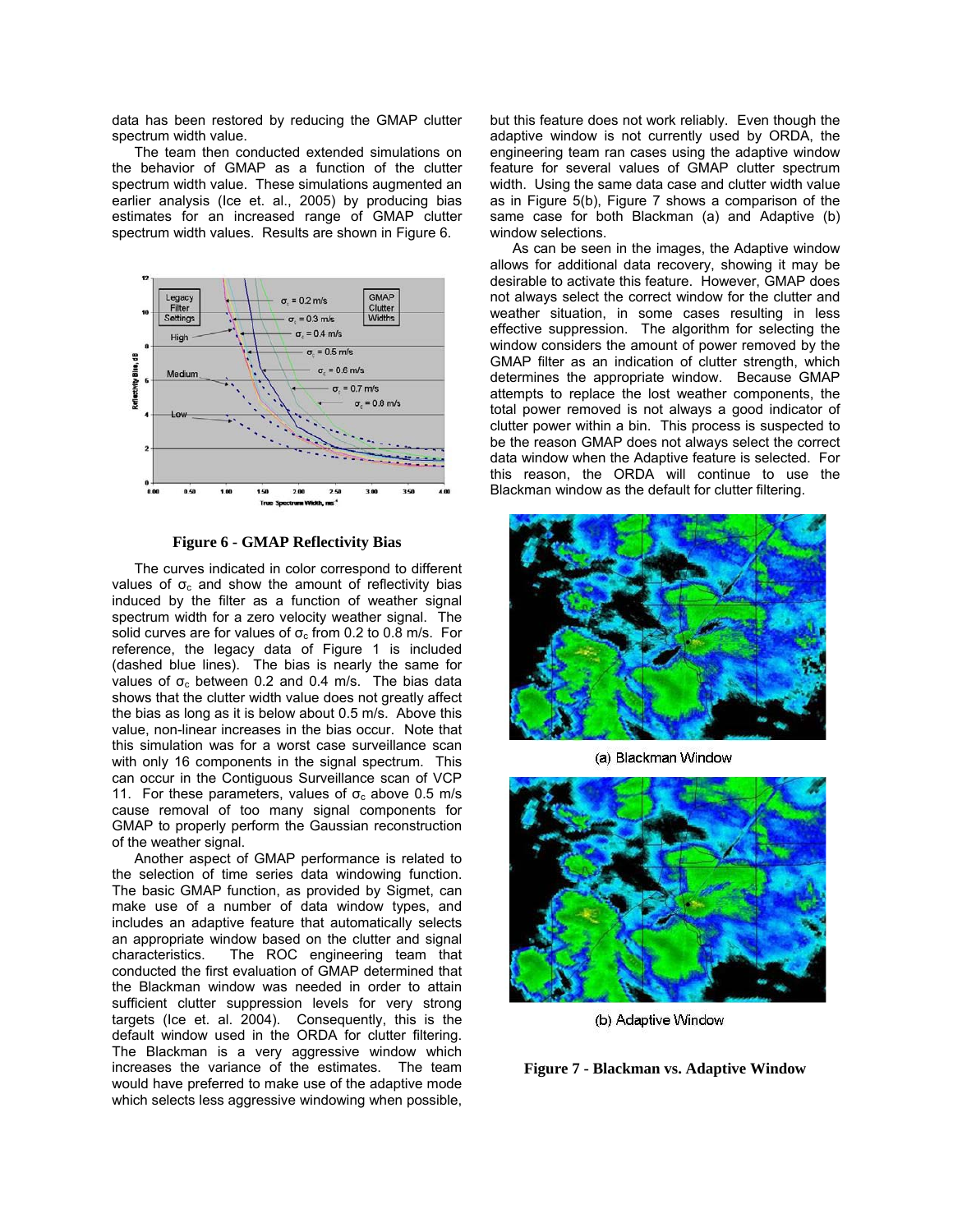data has been restored by reducing the GMAP clutter spectrum width value.

The team then conducted extended simulations on the behavior of GMAP as a function of the clutter spectrum width value. These simulations augmented an earlier analysis (Ice et. al., 2005) by producing bias estimates for an increased range of GMAP clutter spectrum width values. Results are shown in Figure 6.

**Figure 6 - GMAP Reflectivity Bias**

The curves indicated in color correspond to different values of $\sigma_c$ and show the amount of reflectivity bias induced by the filter as a function of weather signal spectrum width for a zero velocity weather signal. The solid curves are for values of $\sigma_c$ from 0.2 to 0.8 m/s. For reference, the legacy data of Figure 1 is included (dashed blue lines). The bias is nearly the same for values of $\sigma_c$ between 0.2 and 0.4 m/s. The bias data shows that the clutter width value does not greatly affect the bias as long as it is below about 0.5 m/s. Above this value, non-linear increases in the bias occur. Note that this simulation was for a worst case surveillance scan with only 16 components in the signal spectrum. This can occur in the Contiguous Surveillance scan of VCP 11. For these parameters, values of $\sigma_c$ above 0.5 m/s cause removal of too many signal components for GMAP to properly perform the Gaussian reconstruction of the weather signal.

Another aspect of GMAP performance is related to the selection of time series data windowing function. The basic GMAP function, as provided by Sigmet, can make use of a number of data window types, and includes an adaptive feature that automatically selects an appropriate window based on the clutter and signal characteristics. The ROC engineering team that conducted the first evaluation of GMAP determined that the Blackman window was needed in order to attain sufficient clutter suppression levels for very strong targets (Ice et. al. 2004). Consequently, this is the default window used in the ORDA for clutter filtering. The Blackman is a very aggressive window which increases the variance of the estimates. The team would have preferred to make use of the adaptive mode which selects less aggressive windowing when possible, but this feature does not work reliably. Even though the adaptive window is not currently used by ORDA, the engineering team ran cases using the adaptive window feature for several values of GMAP clutter spectrum width. Using the same data case and clutter width value as in Figure 5(b), Figure 7 shows a comparison of the same case for both Blackman (a) and Adaptive (b) window selections.

As can be seen in the images, the Adaptive window allows for additional data recovery, showing it may be desirable to activate this feature. However, GMAP does not always select the correct window for the clutter and weather situation, in some cases resulting in less effective suppression. The algorithm for selecting the window considers the amount of power removed by the GMAP filter as an indication of clutter strength, which determines the appropriate window. Because GMAP attempts to replace the lost weather components, the total power removed is not always a good indicator of clutter power within a bin. This process is suspected to be the reason GMAP does not always select the correct data window when the Adaptive feature is selected. For this reason, the ORDA will continue to use the Blackman window as the default for clutter filtering.

(a) Blackman Window

(b) Adaptive Window

**Figure 7 - Blackman vs. Adaptive Window**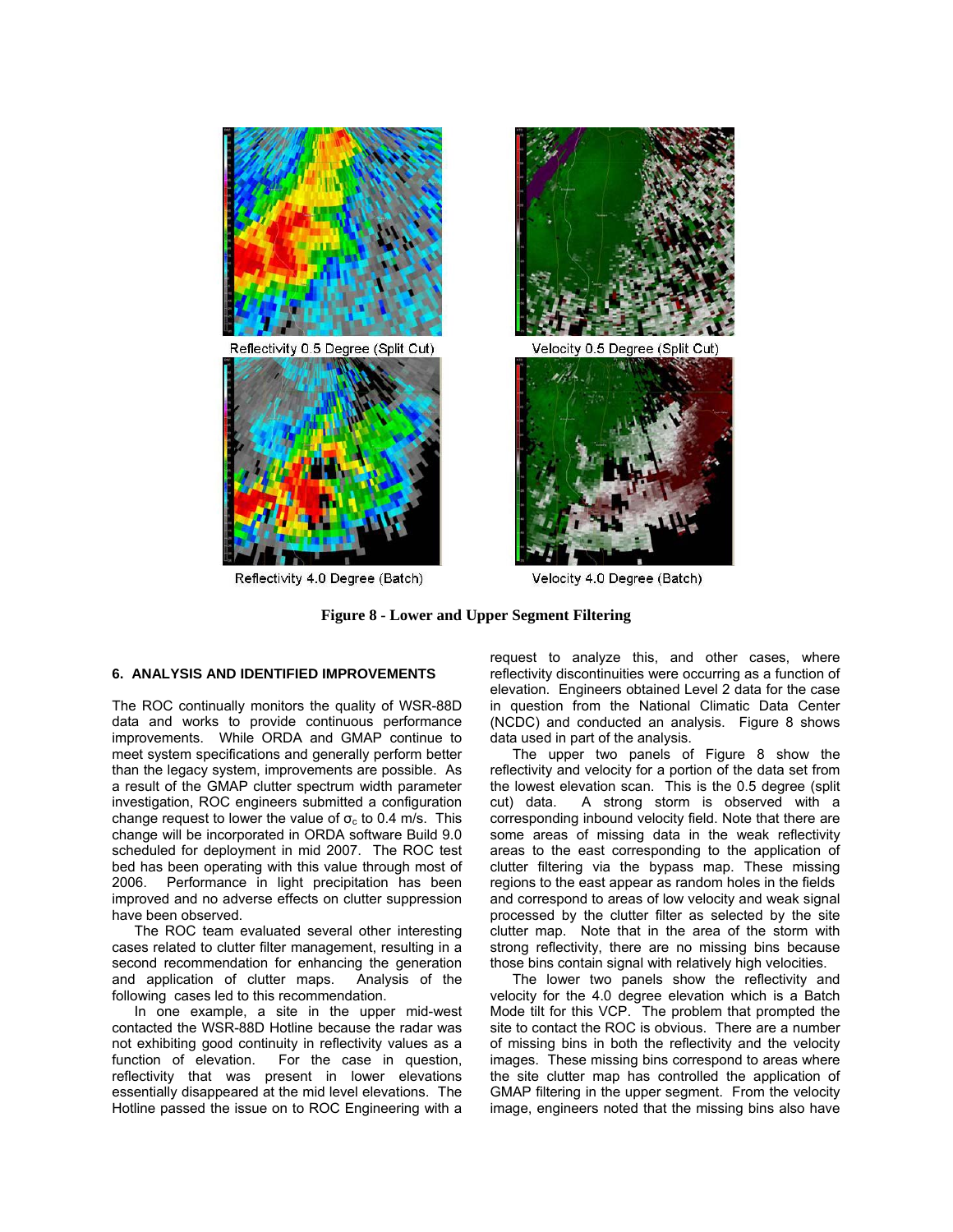Reflectivity 0.5 Degree (Split Cut)

Velocity 0.5 Degree (Split Cut)

Reflectivity 4.0 Degree (Batch)

Velocity 4.0 Degree (Batch)

**Figure 8 - Lower and Upper Segment Filtering**

## 6. ANALYSIS AND IDENTIFIED IMPROVEMENTS

The ROC continually monitors the quality of WSR-88D data and works to provide continuous performance improvements. While ORDA and GMAP continue to meet system specifications and generally perform better than the legacy system, improvements are possible. As a result of the GMAP clutter spectrum width parameter investigation, ROC engineers submitted a configuration change request to lower the value of $\sigma_c$ to 0.4 m/s. This change will be incorporated in ORDA software Build 9.0 scheduled for deployment in mid 2007. The ROC test bed has been operating with this value through most of 2006. Performance in light precipitation has been improved and no adverse effects on clutter suppression have been observed.

The ROC team evaluated several other interesting cases related to clutter filter management, resulting in a second recommendation for enhancing the generation and application of clutter maps. Analysis of the following cases led to this recommendation.

In one example, a site in the upper mid-west contacted the WSR-88D Hotline because the radar was not exhibiting good continuity in reflectivity values as a function of elevation. For the case in question, reflectivity that was present in lower elevations essentially disappeared at the mid level elevations. The Hotline passed the issue on to ROC Engineering with a request to analyze this, and other cases, where reflectivity discontinuities were occurring as a function of elevation. Engineers obtained Level 2 data for the case in question from the National Climatic Data Center (NCDC) and conducted an analysis. Figure 8 shows data used in part of the analysis.

The upper two panels of Figure 8 show the reflectivity and velocity for a portion of the data set from the lowest elevation scan. This is the 0.5 degree (split cut) data. A strong storm is observed with a corresponding inbound velocity field. Note that there are some areas of missing data in the weak reflectivity areas to the east corresponding to the application of clutter filtering via the bypass map. These missing regions to the east appear as random holes in the fields and correspond to areas of low velocity and weak signal processed by the clutter filter as selected by the site clutter map. Note that in the area of the storm with strong reflectivity, there are no missing bins because those bins contain signal with relatively high velocities.

The lower two panels show the reflectivity and velocity for the 4.0 degree elevation which is a Batch Mode tilt for this VCP. The problem that prompted the site to contact the ROC is obvious. There are a number of missing bins in both the reflectivity and the velocity images. These missing bins correspond to areas where the site clutter map has controlled the application of GMAP filtering in the upper segment. From the velocity image, engineers noted that the missing bins also have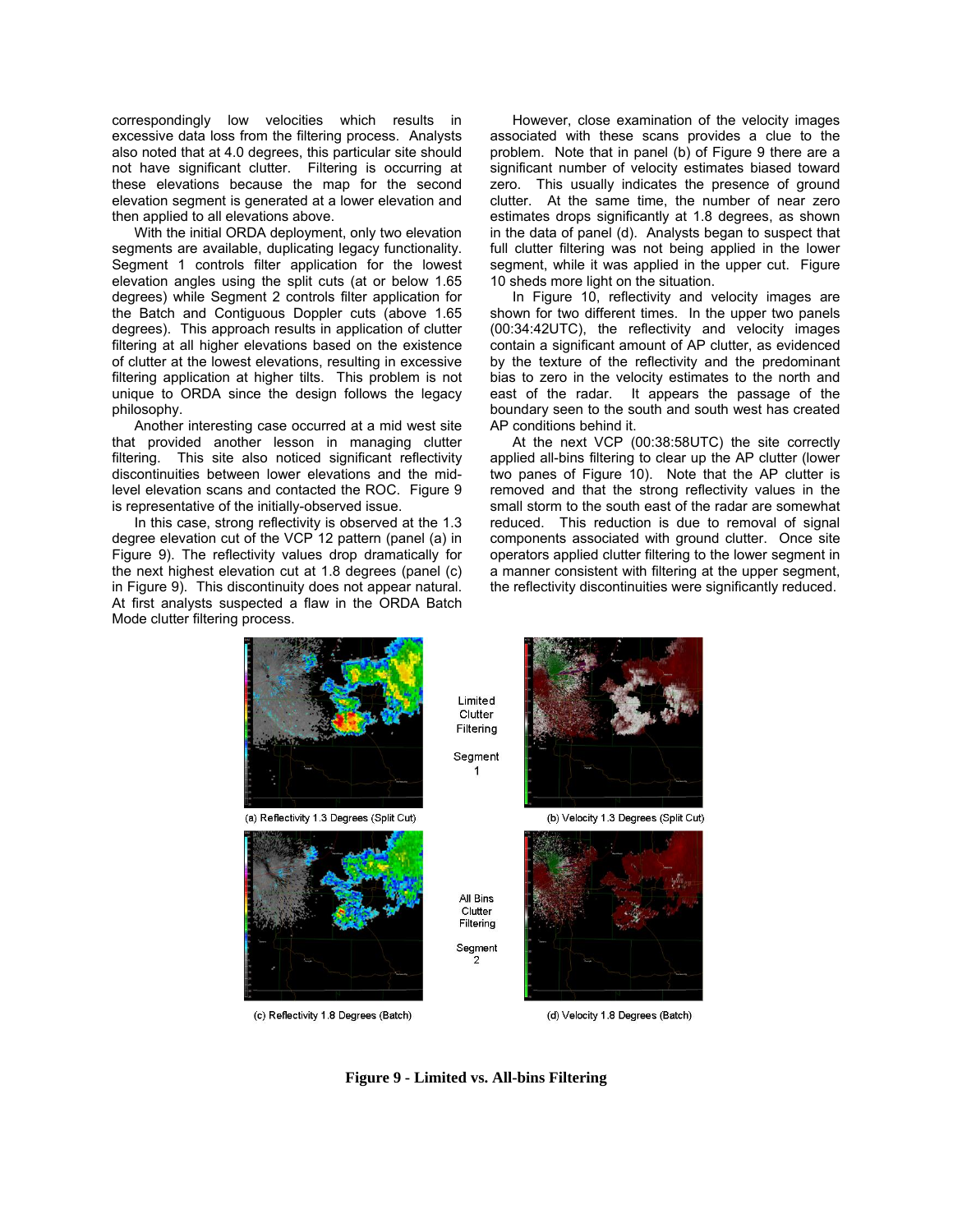correspondingly low velocities which results in excessive data loss from the filtering process. Analysts also noted that at 4.0 degrees, this particular site should not have significant clutter. Filtering is occurring at these elevations because the map for the second elevation segment is generated at a lower elevation and then applied to all elevations above.

With the initial ORDA deployment, only two elevation segments are available, duplicating legacy functionality. Segment 1 controls filter application for the lowest elevation angles using the split cuts (at or below 1.65 degrees) while Segment 2 controls filter application for the Batch and Contiguous Doppler cuts (above 1.65 degrees). This approach results in application of clutter filtering at all higher elevations based on the existence of clutter at the lowest elevations, resulting in excessive filtering application at higher tilts. This problem is not unique to ORDA since the design follows the legacy philosophy.

Another interesting case occurred at a mid west site that provided another lesson in managing clutter filtering. This site also noticed significant reflectivity discontinuities between lower elevations and the mid-level elevation scans and contacted the ROC. Figure 9 is representative of the initially-observed issue.

In this case, strong reflectivity is observed at the 1.3 degree elevation cut of the VCP 12 pattern (panel (a) in Figure 9). The reflectivity values drop dramatically for the next highest elevation cut at 1.8 degrees (panel (c) in Figure 9). This discontinuity does not appear natural. At first analysts suspected a flaw in the ORDA Batch Mode clutter filtering process.

However, close examination of the velocity images associated with these scans provides a clue to the problem. Note that in panel (b) of Figure 9 there are a significant number of velocity estimates biased toward zero. This usually indicates the presence of ground clutter. At the same time, the number of near zero estimates drops significantly at 1.8 degrees, as shown in the data of panel (d). Analysts began to suspect that full clutter filtering was not being applied in the lower segment, while it was applied in the upper cut. Figure 10 sheds more light on the situation.

In Figure 10, reflectivity and velocity images are shown for two different times. In the upper two panels (00:34:42UTC), the reflectivity and velocity images contain a significant amount of AP clutter, as evidenced by the texture of the reflectivity and the predominant bias to zero in the velocity estimates to the north and east of the radar. It appears the passage of the boundary seen to the south and south west has created AP conditions behind it.

At the next VCP (00:38:58UTC) the site correctly applied all-bins filtering to clear up the AP clutter (lower two panes of Figure 10). Note that the AP clutter is removed and that the strong reflectivity values in the small storm to the south east of the radar are somewhat reduced. This reduction is due to removal of signal components associated with ground clutter. Once site operators applied clutter filtering to the lower segment in a manner consistent with filtering at the upper segment, the reflectivity discontinuities were significantly reduced.

Limited Clutter Filtering — Segment 1

(a) Reflectivity 1.3 Degrees (Split Cut)

(b) Velocity 1.3 Degrees (Split Cut)

All Bins Clutter Filtering — Segment 2

(c) Reflectivity 1.8 Degrees (Batch)

(d) Velocity 1.8 Degrees (Batch)

**Figure 9 - Limited vs. All-bins Filtering**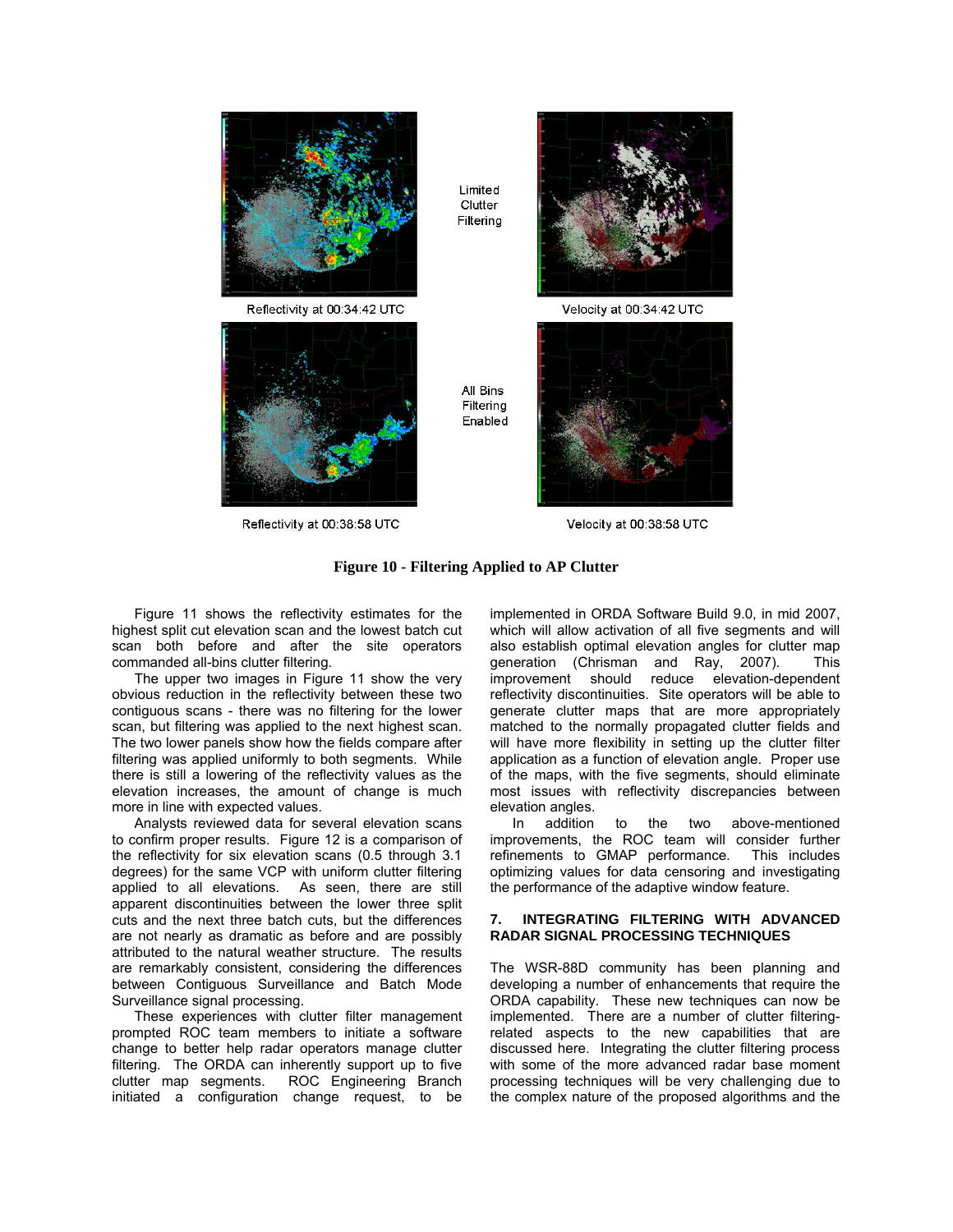Limited Clutter Filtering

Reflectivity at 00:34:42 UTC

Velocity at 00:34:42 UTC

All Bins Filtering Enabled

Reflectivity at 00:38:58 UTC

Velocity at 00:38:58 UTC

**Figure 10 - Filtering Applied to AP Clutter**

Figure 11 shows the reflectivity estimates for the highest split cut elevation scan and the lowest batch cut scan both before and after the site operators commanded all-bins clutter filtering.

The upper two images in Figure 11 show the very obvious reduction in the reflectivity between these two contiguous scans - there was no filtering for the lower scan, but filtering was applied to the next highest scan. The two lower panels show how the fields compare after filtering was applied uniformly to both segments. While there is still a lowering of the reflectivity values as the elevation increases, the amount of change is much more in line with expected values.

Analysts reviewed data for several elevation scans to confirm proper results. Figure 12 is a comparison of the reflectivity for six elevation scans (0.5 through 3.1 degrees) for the same VCP with uniform clutter filtering applied to all elevations. As seen, there are still apparent discontinuities between the lower three split cuts and the next three batch cuts, but the differences are not nearly as dramatic as before and are possibly attributed to the natural weather structure. The results are remarkably consistent, considering the differences between Contiguous Surveillance and Batch Mode Surveillance signal processing.

These experiences with clutter filter management prompted ROC team members to initiate a software change to better help radar operators manage clutter filtering. The ORDA can inherently support up to five clutter map segments. ROC Engineering Branch initiated a configuration change request, to be implemented in ORDA Software Build 9.0, in mid 2007, which will allow activation of all five segments and will also establish optimal elevation angles for clutter map generation (Chrisman and Ray, 2007). This improvement should reduce elevation-dependent reflectivity discontinuities. Site operators will be able to generate clutter maps that are more appropriately matched to the normally propagated clutter fields and will have more flexibility in setting up the clutter filter application as a function of elevation angle. Proper use of the maps, with the five segments, should eliminate most issues with reflectivity discrepancies between elevation angles.

In addition to the two above-mentioned improvements, the ROC team will consider further refinements to GMAP performance. This includes optimizing values for data censoring and investigating the performance of the adaptive window feature.

## 7. INTEGRATING FILTERING WITH ADVANCED RADAR SIGNAL PROCESSING TECHNIQUES

The WSR-88D community has been planning and developing a number of enhancements that require the ORDA capability. These new techniques can now be implemented. There are a number of clutter filtering-related aspects to the new capabilities that are discussed here. Integrating the clutter filtering process with some of the more advanced radar base moment processing techniques will be very challenging due to the complex nature of the proposed algorithms and the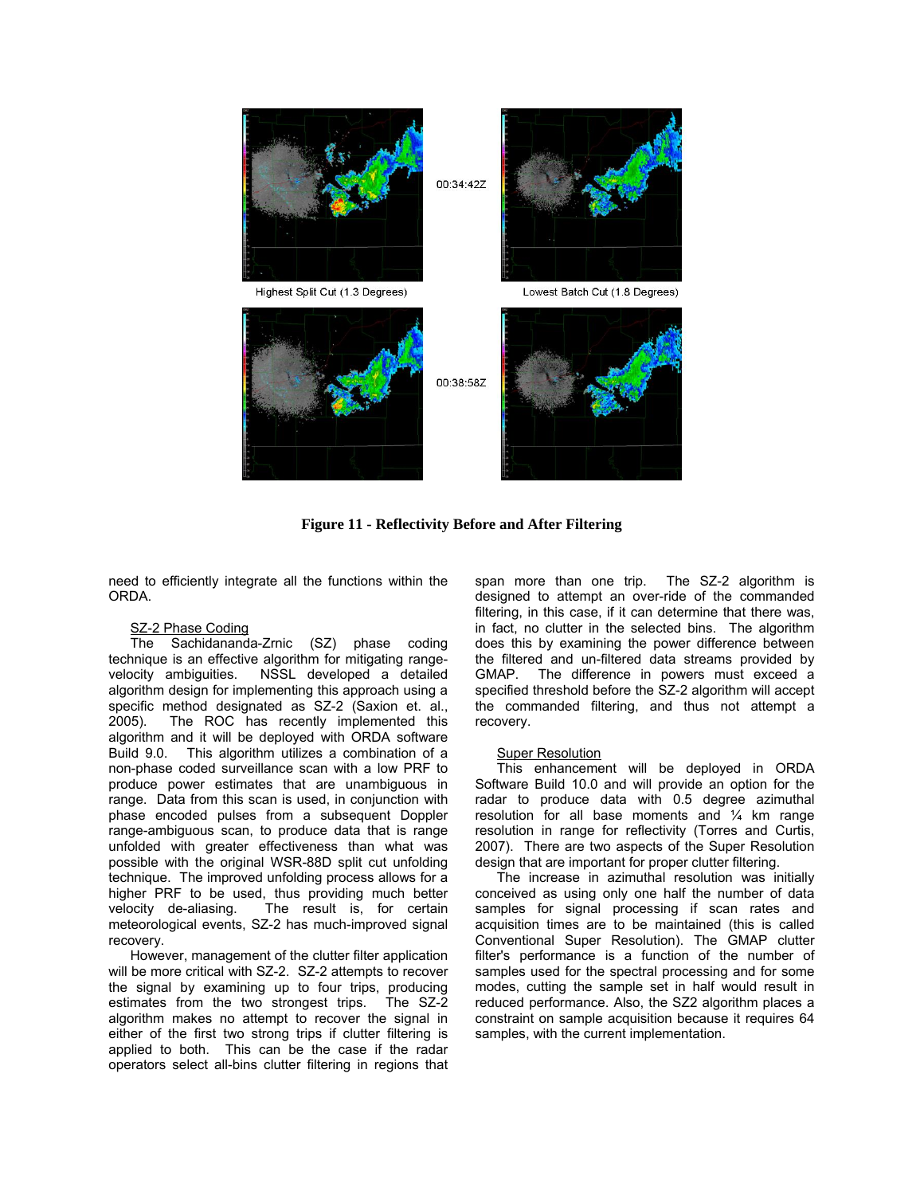00:34:42Z

Highest Split Cut (1.3 Degrees)

Lowest Batch Cut (1.8 Degrees)

00:38:58Z

**Figure 11 - Reflectivity Before and After Filtering**

need to efficiently integrate all the functions within the ORDA.

SZ-2 Phase Coding

The Sachidananda-Zrnic (SZ) phase coding technique is an effective algorithm for mitigating range-velocity ambiguities. NSSL developed a detailed algorithm design for implementing this approach using a specific method designated as SZ-2 (Saxion et. al., 2005). The ROC has recently implemented this algorithm and it will be deployed with ORDA software Build 9.0. This algorithm utilizes a combination of a non-phase coded surveillance scan with a low PRF to produce power estimates that are unambiguous in range. Data from this scan is used, in conjunction with phase encoded pulses from a subsequent Doppler range-ambiguous scan, to produce data that is range unfolded with greater effectiveness than what was possible with the original WSR-88D split cut unfolding technique. The improved unfolding process allows for a higher PRF to be used, thus providing much better velocity de-aliasing. The result is, for certain meteorological events, SZ-2 has much-improved signal recovery.

However, management of the clutter filter application will be more critical with SZ-2. SZ-2 attempts to recover the signal by examining up to four trips, producing estimates from the two strongest trips. The SZ-2 algorithm makes no attempt to recover the signal in either of the first two strong trips if clutter filtering is applied to both. This can be the case if the radar operators select all-bins clutter filtering in regions that span more than one trip. The SZ-2 algorithm is designed to attempt an over-ride of the commanded filtering, in this case, if it can determine that there was, in fact, no clutter in the selected bins. The algorithm does this by examining the power difference between the filtered and un-filtered data streams provided by GMAP. The difference in powers must exceed a specified threshold before the SZ-2 algorithm will accept the commanded filtering, and thus not attempt a recovery.

Super Resolution

This enhancement will be deployed in ORDA Software Build 10.0 and will provide an option for the radar to produce data with 0.5 degree azimuthal resolution for all base moments and ¼ km range resolution in range for reflectivity (Torres and Curtis, 2007). There are two aspects of the Super Resolution design that are important for proper clutter filtering.

The increase in azimuthal resolution was initially conceived as using only one half the number of data samples for signal processing if scan rates and acquisition times are to be maintained (this is called Conventional Super Resolution). The GMAP clutter filter's performance is a function of the number of samples used for the spectral processing and for some modes, cutting the sample set in half would result in reduced performance. Also, the SZ2 algorithm places a constraint on sample acquisition because it requires 64 samples, with the current implementation.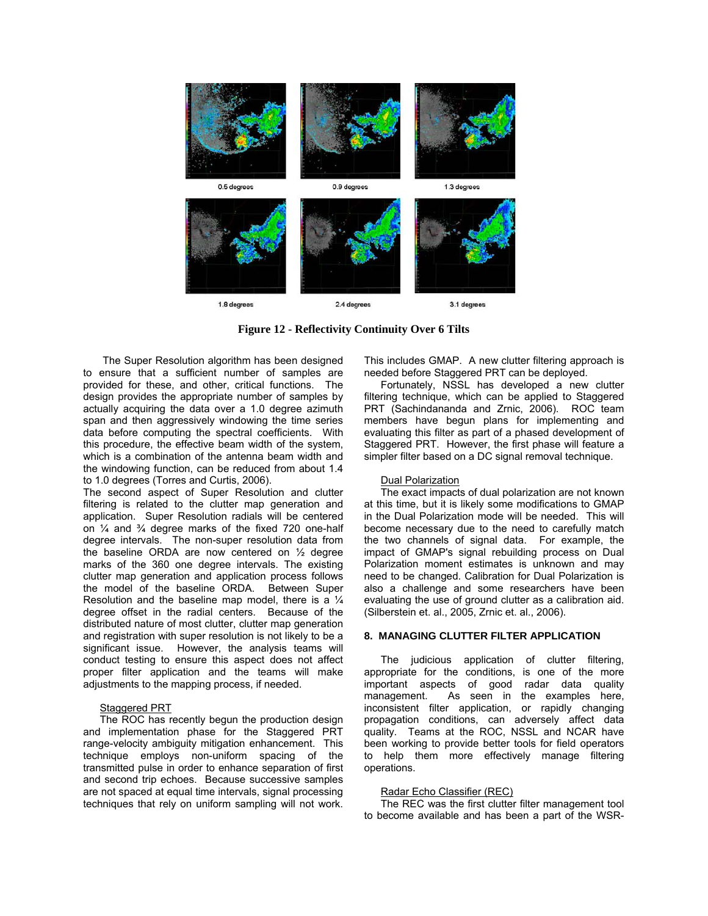0.5 degrees 0.9 degrees 1.3 degrees

1.8 degrees 2.4 degrees 3.1 degrees

**Figure 12 - Reflectivity Continuity Over 6 Tilts**

The Super Resolution algorithm has been designed to ensure that a sufficient number of samples are provided for these, and other, critical functions. The design provides the appropriate number of samples by actually acquiring the data over a 1.0 degree azimuth span and then aggressively windowing the time series data before computing the spectral coefficients. With this procedure, the effective beam width of the system, which is a combination of the antenna beam width and the windowing function, can be reduced from about 1.4 to 1.0 degrees (Torres and Curtis, 2006).

The second aspect of Super Resolution and clutter filtering is related to the clutter map generation and application. Super Resolution radials will be centered on ¼ and ¾ degree marks of the fixed 720 one-half degree intervals. The non-super resolution data from the baseline ORDA are now centered on ½ degree marks of the 360 one degree intervals. The existing clutter map generation and application process follows the model of the baseline ORDA. Between Super Resolution and the baseline map model, there is a ¼ degree offset in the radial centers. Because of the distributed nature of most clutter, clutter map generation and registration with super resolution is not likely to be a significant issue. However, the analysis teams will conduct testing to ensure this aspect does not affect proper filter application and the teams will make adjustments to the mapping process, if needed.

Staggered PRT

The ROC has recently begun the production design and implementation phase for the Staggered PRT range-velocity ambiguity mitigation enhancement. This technique employs non-uniform spacing of the transmitted pulse in order to enhance separation of first and second trip echoes. Because successive samples are not spaced at equal time intervals, signal processing techniques that rely on uniform sampling will not work. This includes GMAP. A new clutter filtering approach is needed before Staggered PRT can be deployed.

Fortunately, NSSL has developed a new clutter filtering technique, which can be applied to Staggered PRT (Sachindananda and Zrnic, 2006). ROC team members have begun plans for implementing and evaluating this filter as part of a phased development of Staggered PRT. However, the first phase will feature a simpler filter based on a DC signal removal technique.

Dual Polarization

The exact impacts of dual polarization are not known at this time, but it is likely some modifications to GMAP in the Dual Polarization mode will be needed. This will become necessary due to the need to carefully match the two channels of signal data. For example, the impact of GMAP's signal rebuilding process on Dual Polarization moment estimates is unknown and may need to be changed. Calibration for Dual Polarization is also a challenge and some researchers have been evaluating the use of ground clutter as a calibration aid. (Silberstein et. al., 2005, Zrnic et. al., 2006).

## 8. MANAGING CLUTTER FILTER APPLICATION

The judicious application of clutter filtering, appropriate for the conditions, is one of the more important aspects of good radar data quality management. As seen in the examples here, inconsistent filter application, or rapidly changing propagation conditions, can adversely affect data quality. Teams at the ROC, NSSL and NCAR have been working to provide better tools for field operators to help them more effectively manage filtering operations.

Radar Echo Classifier (REC)

The REC was the first clutter filter management tool to become available and has been a part of the WSR-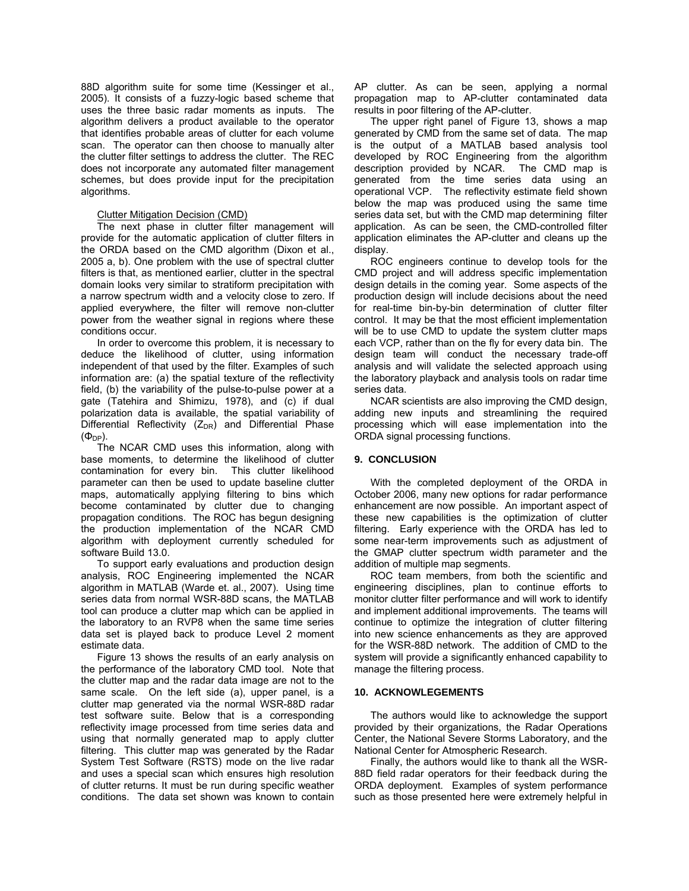88D algorithm suite for some time (Kessinger et al., 2005). It consists of a fuzzy-logic based scheme that uses the three basic radar moments as inputs. The algorithm delivers a product available to the operator that identifies probable areas of clutter for each volume scan. The operator can then choose to manually alter the clutter filter settings to address the clutter. The REC does not incorporate any automated filter management schemes, but does provide input for the precipitation algorithms.

Clutter Mitigation Decision (CMD)

The next phase in clutter filter management will provide for the automatic application of clutter filters in the ORDA based on the CMD algorithm (Dixon et al., 2005 a, b). One problem with the use of spectral clutter filters is that, as mentioned earlier, clutter in the spectral domain looks very similar to stratiform precipitation with a narrow spectrum width and a velocity close to zero. If applied everywhere, the filter will remove non-clutter power from the weather signal in regions where these conditions occur.

In order to overcome this problem, it is necessary to deduce the likelihood of clutter, using information independent of that used by the filter. Examples of such information are: (a) the spatial texture of the reflectivity field, (b) the variability of the pulse-to-pulse power at a gate (Tatehira and Shimizu, 1978), and (c) if dual polarization data is available, the spatial variability of Differential Reflectivity ($Z_{DR}$) and Differential Phase ($\Phi_{DP}$).

The NCAR CMD uses this information, along with base moments, to determine the likelihood of clutter contamination for every bin. This clutter likelihood parameter can then be used to update baseline clutter maps, automatically applying filtering to bins which become contaminated by clutter due to changing propagation conditions. The ROC has begun designing the production implementation of the NCAR CMD algorithm with deployment currently scheduled for software Build 13.0.

To support early evaluations and production design analysis, ROC Engineering implemented the NCAR algorithm in MATLAB (Warde et. al., 2007). Using time series data from normal WSR-88D scans, the MATLAB tool can produce a clutter map which can be applied in the laboratory to an RVP8 when the same time series data set is played back to produce Level 2 moment estimate data.

Figure 13 shows the results of an early analysis on the performance of the laboratory CMD tool. Note that the clutter map and the radar data image are not to the same scale. On the left side (a), upper panel, is a clutter map generated via the normal WSR-88D radar test software suite. Below that is a corresponding reflectivity image processed from time series data and using that normally generated map to apply clutter filtering. This clutter map was generated by the Radar System Test Software (RSTS) mode on the live radar and uses a special scan which ensures high resolution of clutter returns. It must be run during specific weather conditions. The data set shown was known to contain AP clutter. As can be seen, applying a normal propagation map to AP-clutter contaminated data results in poor filtering of the AP-clutter.

The upper right panel of Figure 13, shows a map generated by CMD from the same set of data. The map is the output of a MATLAB based analysis tool developed by ROC Engineering from the algorithm description provided by NCAR. The CMD map is generated from the time series data using an operational VCP. The reflectivity estimate field shown below the map was produced using the same time series data set, but with the CMD map determining filter application. As can be seen, the CMD-controlled filter application eliminates the AP-clutter and cleans up the display.

ROC engineers continue to develop tools for the CMD project and will address specific implementation design details in the coming year. Some aspects of the production design will include decisions about the need for real-time bin-by-bin determination of clutter filter control. It may be that the most efficient implementation will be to use CMD to update the system clutter maps each VCP, rather than on the fly for every data bin. The design team will conduct the necessary trade-off analysis and will validate the selected approach using the laboratory playback and analysis tools on radar time series data.

NCAR scientists are also improving the CMD design, adding new inputs and streamlining the required processing which will ease implementation into the ORDA signal processing functions.

## 9. CONCLUSION

With the completed deployment of the ORDA in October 2006, many new options for radar performance enhancement are now possible. An important aspect of these new capabilities is the optimization of clutter filtering. Early experience with the ORDA has led to some near-term improvements such as adjustment of the GMAP clutter spectrum width parameter and the addition of multiple map segments.

ROC team members, from both the scientific and engineering disciplines, plan to continue efforts to monitor clutter filter performance and will work to identify and implement additional improvements. The teams will continue to optimize the integration of clutter filtering into new science enhancements as they are approved for the WSR-88D network. The addition of CMD to the system will provide a significantly enhanced capability to manage the filtering process.

## 10. ACKNOWLEGEMENTS

The authors would like to acknowledge the support provided by their organizations, the Radar Operations Center, the National Severe Storms Laboratory, and the National Center for Atmospheric Research.

Finally, the authors would like to thank all the WSR-88D field radar operators for their feedback during the ORDA deployment. Examples of system performance such as those presented here were extremely helpful in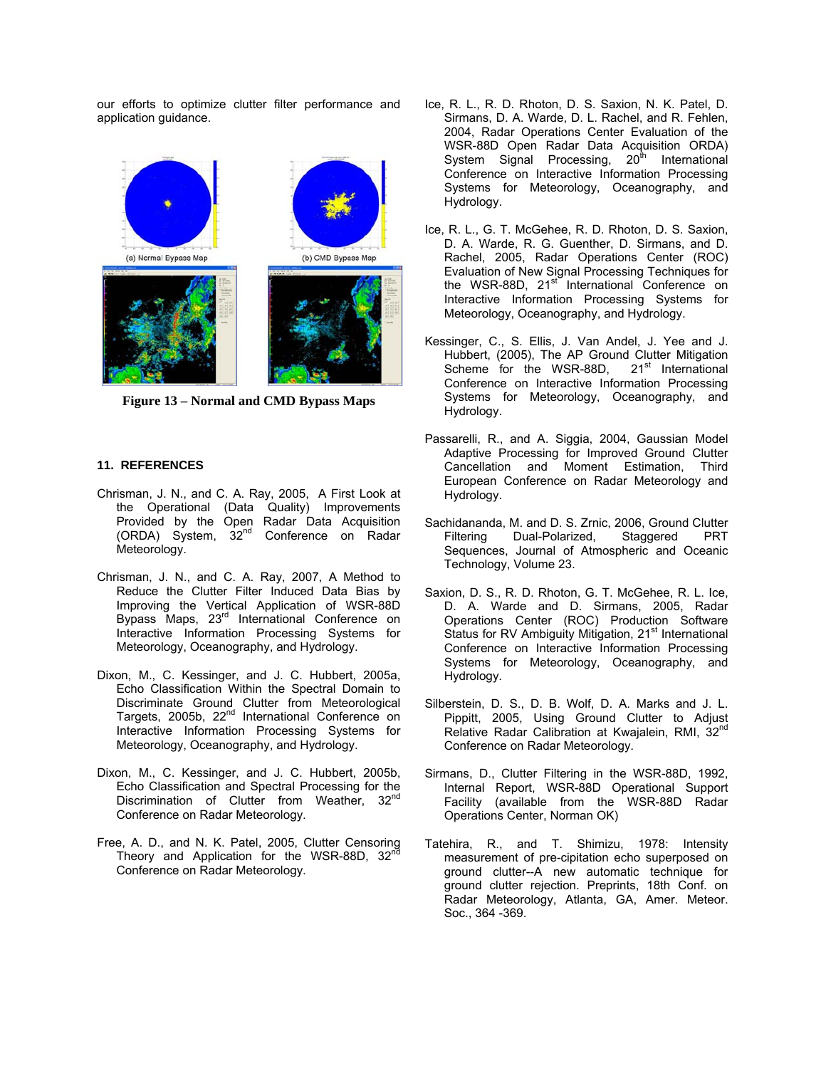our efforts to optimize clutter filter performance and application guidance.

Figure 13 – Normal and CMD Bypass Maps

## 11. REFERENCES

Chrisman, J. N., and C. A. Ray, 2005, A First Look at the Operational (Data Quality) Improvements Provided by the Open Radar Data Acquisition (ORDA) System, 32nd Conference on Radar Meteorology.

Chrisman, J. N., and C. A. Ray, 2007, A Method to Reduce the Clutter Filter Induced Data Bias by Improving the Vertical Application of WSR-88D Bypass Maps, 23rd International Conference on Interactive Information Processing Systems for Meteorology, Oceanography, and Hydrology.

Dixon, M., C. Kessinger, and J. C. Hubbert, 2005a, Echo Classification Within the Spectral Domain to Discriminate Ground Clutter from Meteorological Targets, 2005b, 22nd International Conference on Interactive Information Processing Systems for Meteorology, Oceanography, and Hydrology.

Dixon, M., C. Kessinger, and J. C. Hubbert, 2005b, Echo Classification and Spectral Processing for the Discrimination of Clutter from Weather, 32nd Conference on Radar Meteorology.

Free, A. D., and N. K. Patel, 2005, Clutter Censoring Theory and Application for the WSR-88D, 32nd Conference on Radar Meteorology.

Ice, R. L., R. D. Rhoton, D. S. Saxion, N. K. Patel, D. Sirmans, D. A. Warde, D. L. Rachel, and R. Fehlen, 2004, Radar Operations Center Evaluation of the WSR-88D Open Radar Data Acquisition ORDA) System Signal Processing, 20th International Conference on Interactive Information Processing Systems for Meteorology, Oceanography, and Hydrology.

Ice, R. L., G. T. McGehee, R. D. Rhoton, D. S. Saxion, D. A. Warde, R. G. Guenther, D. Sirmans, and D. Rachel, 2005, Radar Operations Center (ROC) Evaluation of New Signal Processing Techniques for the WSR-88D, 21st International Conference on Interactive Information Processing Systems for Meteorology, Oceanography, and Hydrology.

Kessinger, C., S. Ellis, J. Van Andel, J. Yee and J. Hubbert, (2005), The AP Ground Clutter Mitigation Scheme for the WSR-88D, 21st International Conference on Interactive Information Processing Systems for Meteorology, Oceanography, and Hydrology.

Passarelli, R., and A. Siggia, 2004, Gaussian Model Adaptive Processing for Improved Ground Clutter Cancellation and Moment Estimation, Third European Conference on Radar Meteorology and Hydrology.

Sachidananda, M. and D. S. Zrnic, 2006, Ground Clutter Filtering Dual-Polarized, Staggered PRT Sequences, Journal of Atmospheric and Oceanic Technology, Volume 23.

Saxion, D. S., R. D. Rhoton, G. T. McGehee, R. L. Ice, D. A. Warde and D. Sirmans, 2005, Radar Operations Center (ROC) Production Software Status for RV Ambiguity Mitigation, 21st International Conference on Interactive Information Processing Systems for Meteorology, Oceanography, and Hydrology.

Silberstein, D. S., D. B. Wolf, D. A. Marks and J. L. Pipitt, 2005, Using Ground Clutter to Adjust Relative Radar Calibration at Kwajalein, RMI, 32nd Conference on Radar Meteorology.

Sirmans, D., Clutter Filtering in the WSR-88D, 1992, Internal Report, WSR-88D Operational Support Facility (available from the WSR-88D Radar Operations Center, Norman OK)

Tatehira, R., and T. Shimizu, 1978: Intensity measurement of pre-cipitation echo superposed on ground clutter--A new automatic technique for ground clutter rejection. Preprints, 18th Conf. on Radar Meteorology, Atlanta, GA, Amer. Meteor. Soc., 364 -369.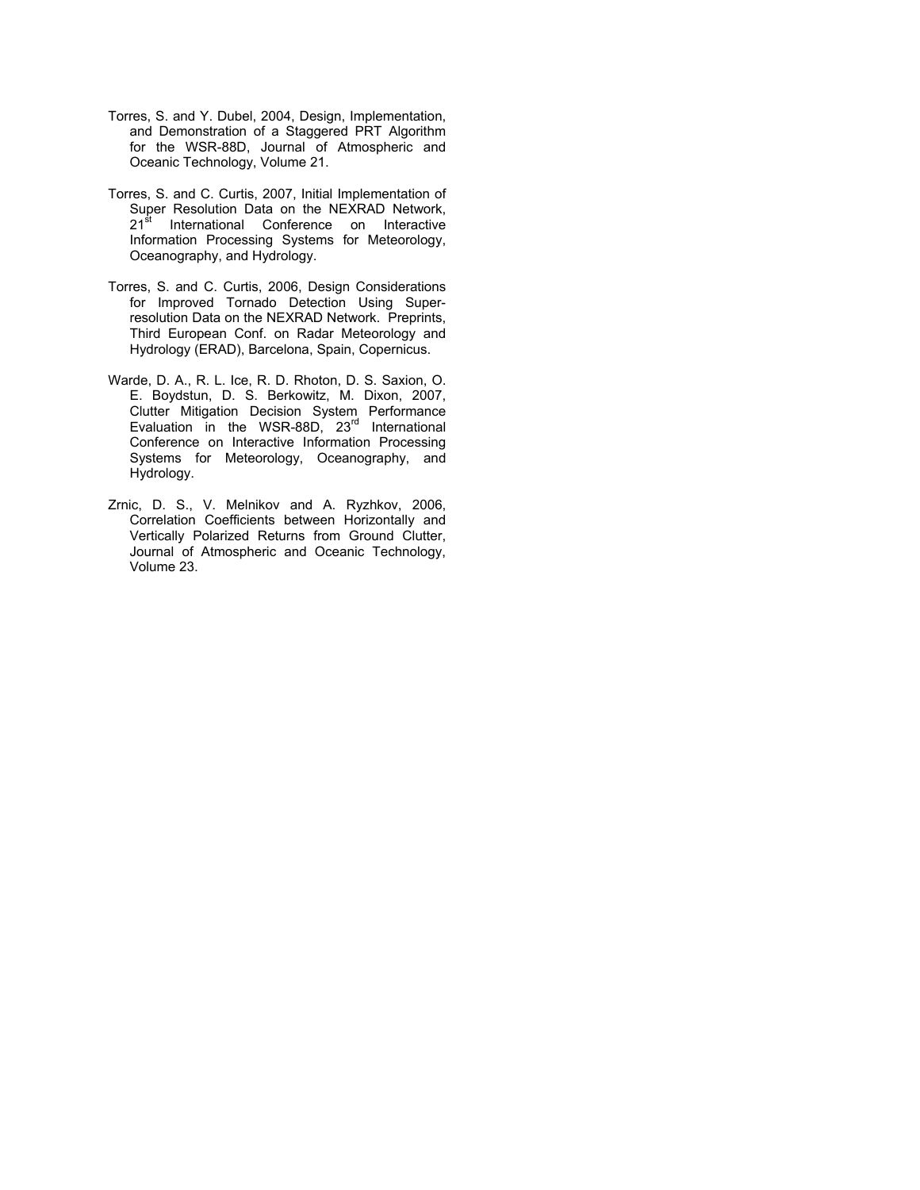Torres, S. and Y. Dubel, 2004, Design, Implementation, and Demonstration of a Staggered PRT Algorithm for the WSR-88D, Journal of Atmospheric and Oceanic Technology, Volume 21.

Torres, S. and C. Curtis, 2007, Initial Implementation of Super Resolution Data on the NEXRAD Network, 21st International Conference on Interactive Information Processing Systems for Meteorology, Oceanography, and Hydrology.

Torres, S. and C. Curtis, 2006, Design Considerations for Improved Tornado Detection Using Super-resolution Data on the NEXRAD Network. Preprints, Third European Conf. on Radar Meteorology and Hydrology (ERAD), Barcelona, Spain, Copernicus.

Warde, D. A., R. L. Ice, R. D. Rhoton, D. S. Saxion, O. E. Boydstun, D. S. Berkowitz, M. Dixon, 2007, Clutter Mitigation Decision System Performance Evaluation in the WSR-88D, 23rd International Conference on Interactive Information Processing Systems for Meteorology, Oceanography, and Hydrology.

Zrnic, D. S., V. Melnikov and A. Ryzhkov, 2006, Correlation Coefficients between Horizontally and Vertically Polarized Returns from Ground Clutter, Journal of Atmospheric and Oceanic Technology, Volume 23.